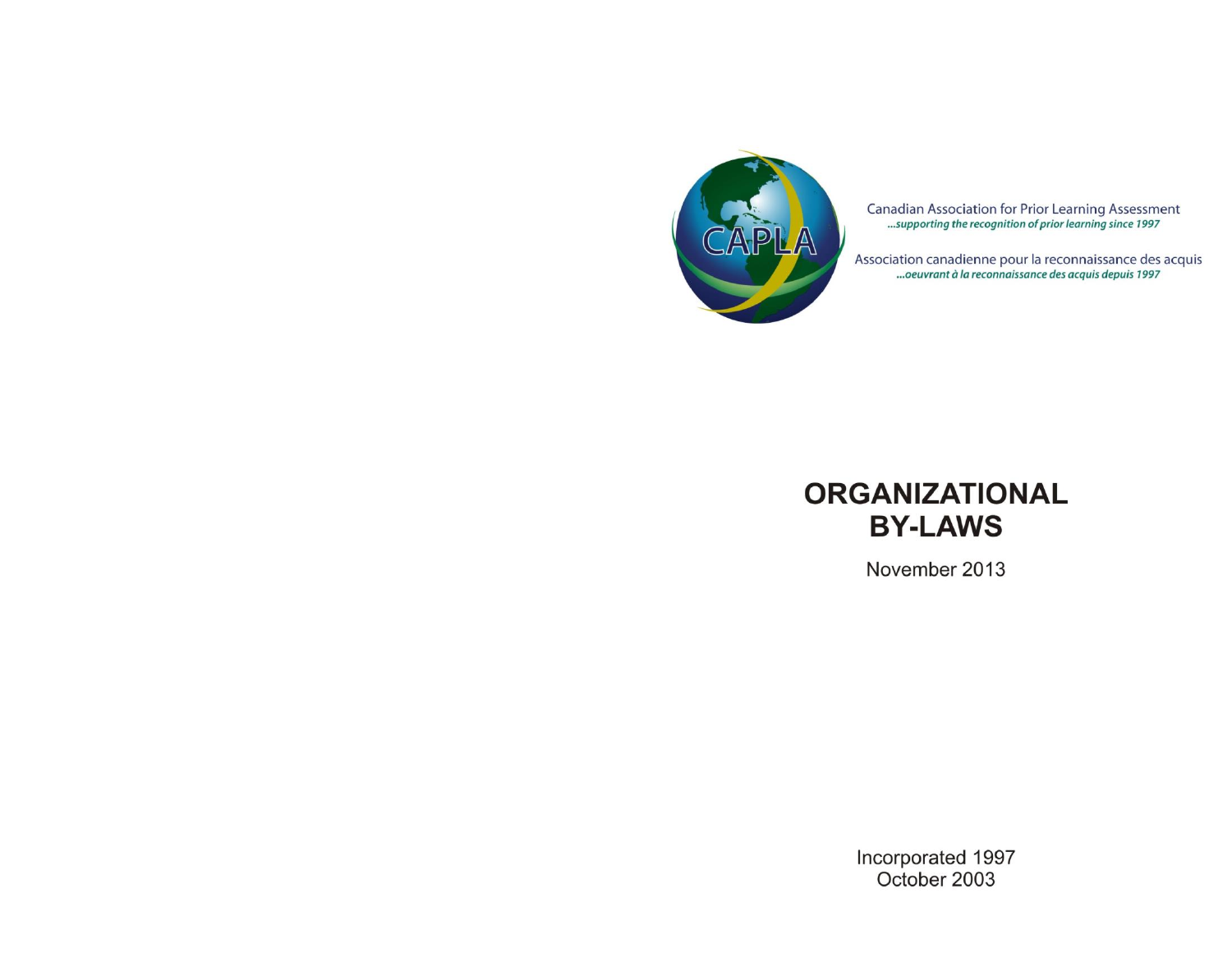CAPLA

Canadian Association for Prior Learning Assessment
*...supporting the recognition of prior learning since 1997*

Association canadienne pour la reconnaissance des acquis
*...oeuvrant à la reconnaissance des acquis depuis 1997*

# ORGANIZATIONAL BY-LAWS

November 2013

Incorporated 1997
October 2003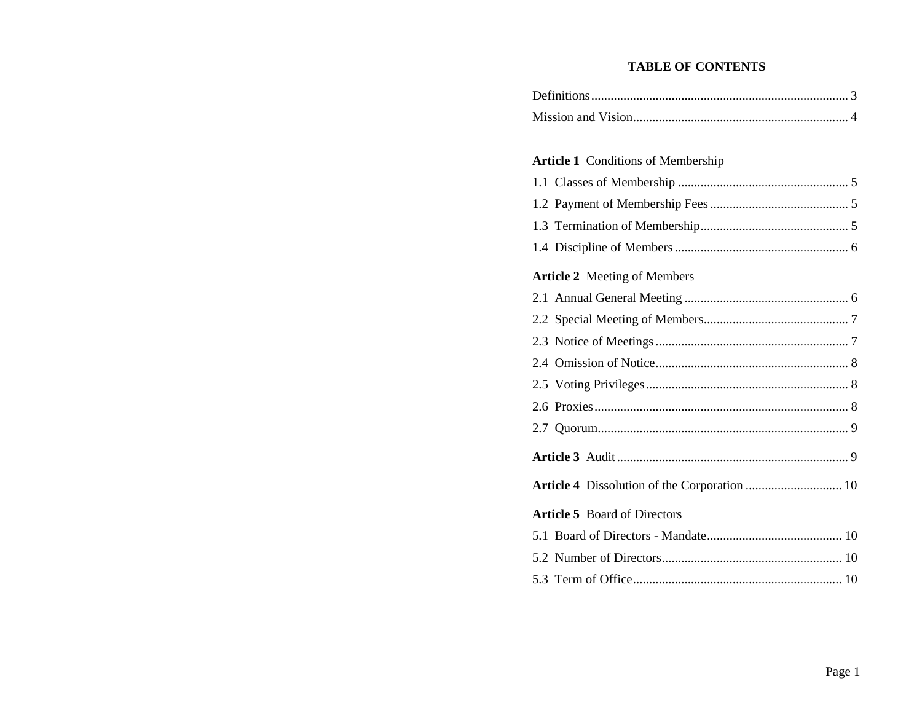# TABLE OF CONTENTS

Definitions ............................................................................... 3

Mission and Vision.................................................................. 4

**Article 1** Conditions of Membership

1.1 Classes of Membership .................................................... 5

1.2 Payment of Membership Fees ........................................... 5

1.3 Termination of Membership............................................. 5

1.4 Discipline of Members ..................................................... 6

**Article 2** Meeting of Members

2.1 Annual General Meeting .................................................. 6

2.2 Special Meeting of Members............................................ 7

2.3 Notice of Meetings ........................................................... 7

2.4 Omission of Notice........................................................... 8

2.5 Voting Privileges .............................................................. 8

2.6 Proxies .............................................................................. 8

2.7 Quorum............................................................................. 9

**Article 3** Audit ....................................................................... 9

**Article 4** Dissolution of the Corporation .............................. 10

**Article 5** Board of Directors

5.1 Board of Directors - Mandate.......................................... 10

5.2 Number of Directors........................................................ 10

5.3 Term of Office ................................................................. 10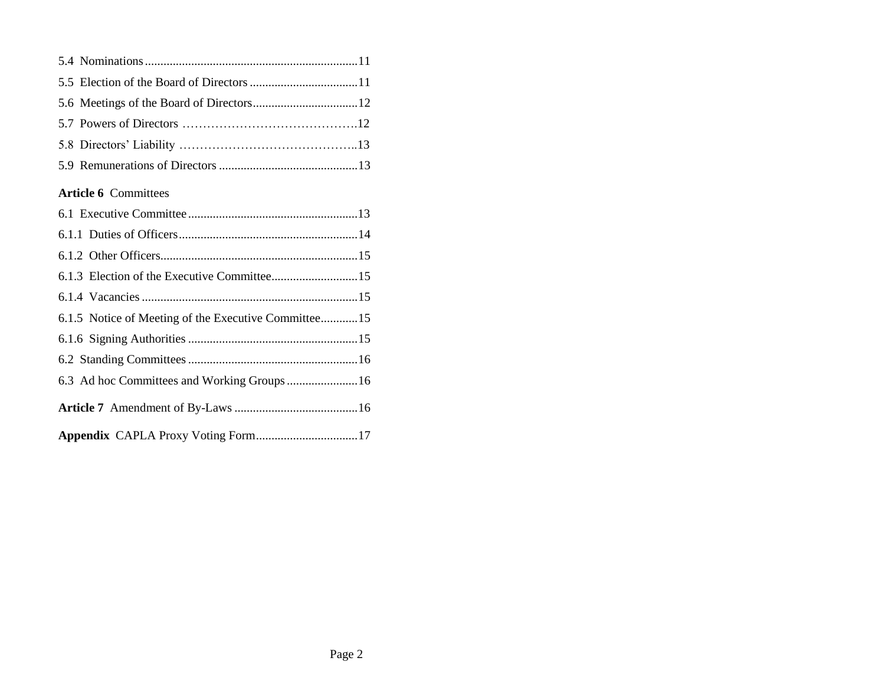5.4 Nominations....................................................................11

5.5 Election of the Board of Directors ...................................11

5.6 Meetings of the Board of Directors..................................12

5.7 Powers of Directors …………………………………….12

5.8 Directors' Liability ……………………………………..13

5.9 Remunerations of Directors .............................................13

**Article 6** Committees

6.1 Executive Committee.......................................................13

6.1.1 Duties of Officers..........................................................14

6.1.2 Other Officers................................................................15

6.1.3 Election of the Executive Committee............................15

6.1.4 Vacancies ......................................................................15

6.1.5 Notice of Meeting of the Executive Committee............15

6.1.6 Signing Authorities .......................................................15

6.2 Standing Committees .......................................................16

6.3 Ad hoc Committees and Working Groups .......................16

**Article 7** Amendment of By-Laws ........................................16

**Appendix** CAPLA Proxy Voting Form.................................17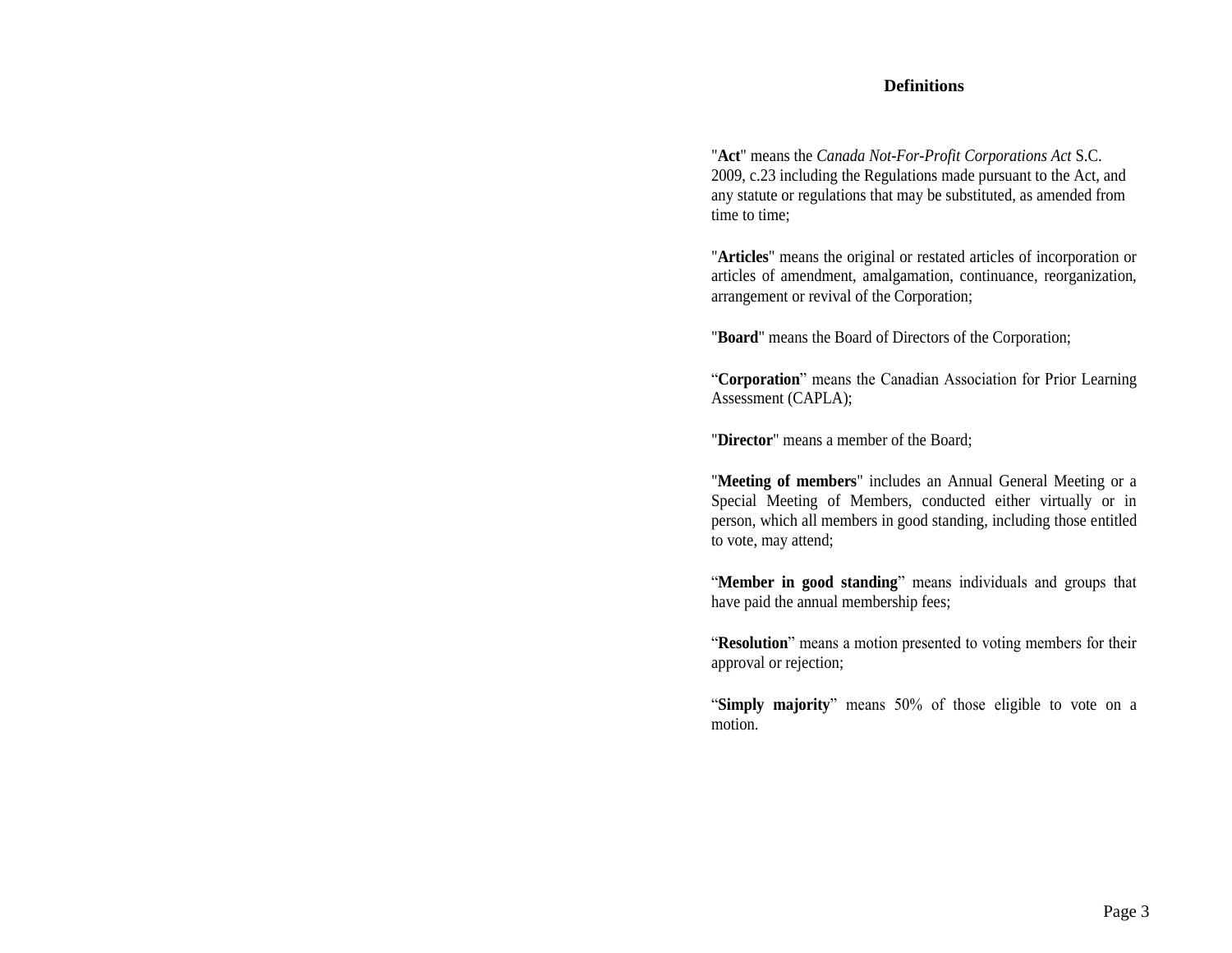## Definitions

"**Act**" means the *Canada Not-For-Profit Corporations Act* S.C. 2009, c.23 including the Regulations made pursuant to the Act, and any statute or regulations that may be substituted, as amended from time to time;

"**Articles**" means the original or restated articles of incorporation or articles of amendment, amalgamation, continuance, reorganization, arrangement or revival of the Corporation;

"**Board**" means the Board of Directors of the Corporation;

"**Corporation**" means the Canadian Association for Prior Learning Assessment (CAPLA);

"**Director**" means a member of the Board;

"**Meeting of members**" includes an Annual General Meeting or a Special Meeting of Members, conducted either virtually or in person, which all members in good standing, including those entitled to vote, may attend;

"**Member in good standing**" means individuals and groups that have paid the annual membership fees;

"**Resolution**" means a motion presented to voting members for their approval or rejection;

"**Simply majority**" means 50% of those eligible to vote on a motion.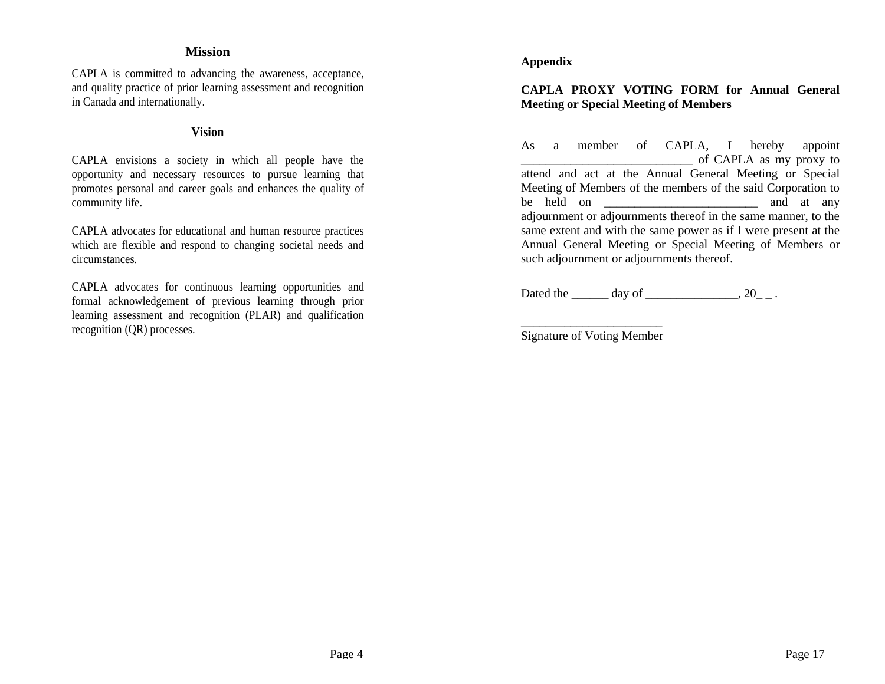## Mission

CAPLA is committed to advancing the awareness, acceptance, and quality practice of prior learning assessment and recognition in Canada and internationally.

## Vision

CAPLA envisions a society in which all people have the opportunity and necessary resources to pursue learning that promotes personal and career goals and enhances the quality of community life.

CAPLA advocates for educational and human resource practices which are flexible and respond to changing societal needs and circumstances.

CAPLA advocates for continuous learning opportunities and formal acknowledgement of previous learning through prior learning assessment and recognition (PLAR) and qualification recognition (QR) processes.

**Appendix**

**CAPLA PROXY VOTING FORM for Annual General Meeting or Special Meeting of Members**

As a member of CAPLA, I hereby appoint ___________________________ of CAPLA as my proxy to attend and act at the Annual General Meeting or Special Meeting of Members of the members of the said Corporation to be held on _________________________ and at any adjournment or adjournments thereof in the same manner, to the same extent and with the same power as if I were present at the Annual General Meeting or Special Meeting of Members or such adjournment or adjournments thereof.

Dated the ______ day of _______________, 20_ _ .

_______________________
Signature of Voting Member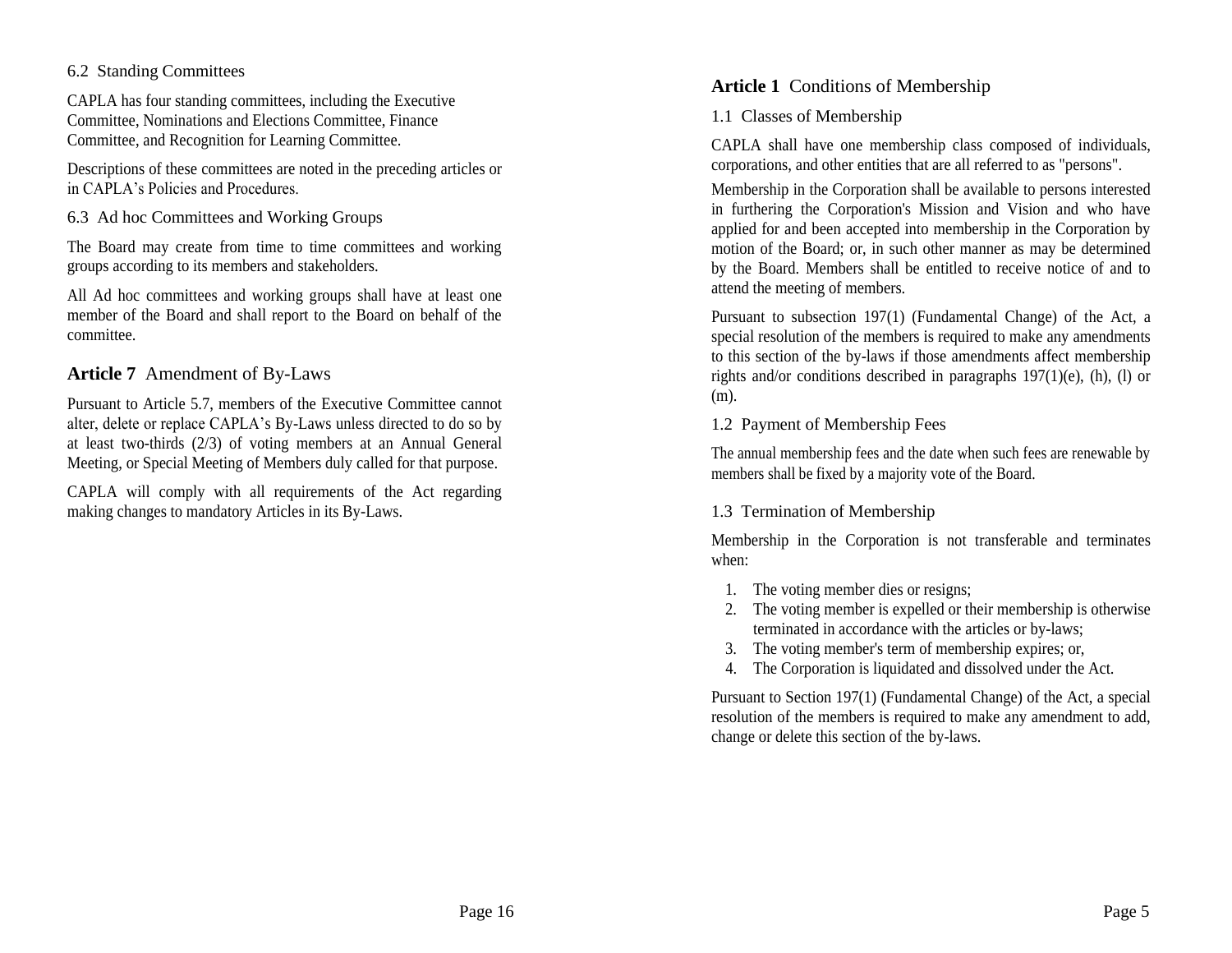### 6.2 Standing Committees

CAPLA has four standing committees, including the Executive Committee, Nominations and Elections Committee, Finance Committee, and Recognition for Learning Committee.

Descriptions of these committees are noted in the preceding articles or in CAPLA's Policies and Procedures.

### 6.3 Ad hoc Committees and Working Groups

The Board may create from time to time committees and working groups according to its members and stakeholders.

All Ad hoc committees and working groups shall have at least one member of the Board and shall report to the Board on behalf of the committee.

## **Article 7** Amendment of By-Laws

Pursuant to Article 5.7, members of the Executive Committee cannot alter, delete or replace CAPLA's By-Laws unless directed to do so by at least two-thirds (2/3) of voting members at an Annual General Meeting, or Special Meeting of Members duly called for that purpose.

CAPLA will comply with all requirements of the Act regarding making changes to mandatory Articles in its By-Laws.

## **Article 1** Conditions of Membership

### 1.1 Classes of Membership

CAPLA shall have one membership class composed of individuals, corporations, and other entities that are all referred to as "persons".

Membership in the Corporation shall be available to persons interested in furthering the Corporation's Mission and Vision and who have applied for and been accepted into membership in the Corporation by motion of the Board; or, in such other manner as may be determined by the Board. Members shall be entitled to receive notice of and to attend the meeting of members.

Pursuant to subsection 197(1) (Fundamental Change) of the Act, a special resolution of the members is required to make any amendments to this section of the by-laws if those amendments affect membership rights and/or conditions described in paragraphs 197(1)(e), (h), (l) or (m).

### 1.2 Payment of Membership Fees

The annual membership fees and the date when such fees are renewable by members shall be fixed by a majority vote of the Board.

### 1.3 Termination of Membership

Membership in the Corporation is not transferable and terminates when:

1. The voting member dies or resigns;
2. The voting member is expelled or their membership is otherwise terminated in accordance with the articles or by-laws;
3. The voting member's term of membership expires; or,
4. The Corporation is liquidated and dissolved under the Act.

Pursuant to Section 197(1) (Fundamental Change) of the Act, a special resolution of the members is required to make any amendment to add, change or delete this section of the by-laws.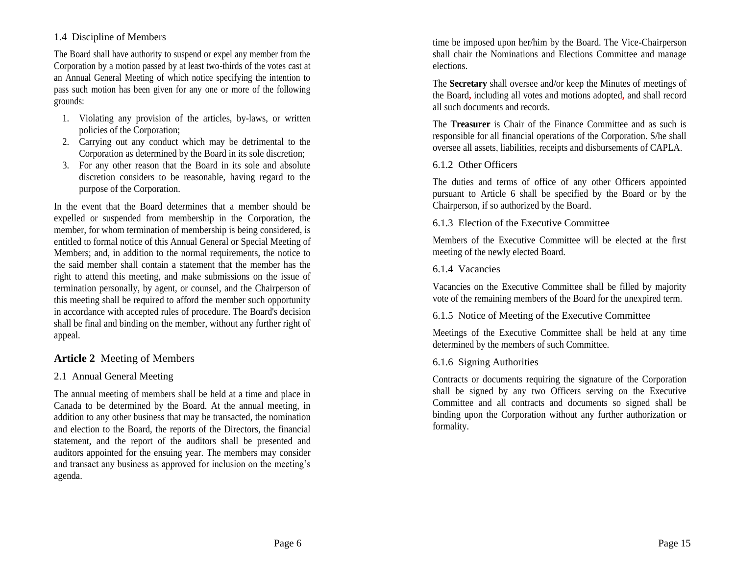### 1.4 Discipline of Members

The Board shall have authority to suspend or expel any member from the Corporation by a motion passed by at least two-thirds of the votes cast at an Annual General Meeting of which notice specifying the intention to pass such motion has been given for any one or more of the following grounds:

1. Violating any provision of the articles, by-laws, or written policies of the Corporation;
2. Carrying out any conduct which may be detrimental to the Corporation as determined by the Board in its sole discretion;
3. For any other reason that the Board in its sole and absolute discretion considers to be reasonable, having regard to the purpose of the Corporation.

In the event that the Board determines that a member should be expelled or suspended from membership in the Corporation, the member, for whom termination of membership is being considered, is entitled to formal notice of this Annual General or Special Meeting of Members; and, in addition to the normal requirements, the notice to the said member shall contain a statement that the member has the right to attend this meeting, and make submissions on the issue of termination personally, by agent, or counsel, and the Chairperson of this meeting shall be required to afford the member such opportunity in accordance with accepted rules of procedure. The Board's decision shall be final and binding on the member, without any further right of appeal.

## Article 2 Meeting of Members

### 2.1 Annual General Meeting

The annual meeting of members shall be held at a time and place in Canada to be determined by the Board. At the annual meeting, in addition to any other business that may be transacted, the nomination and election to the Board, the reports of the Directors, the financial statement, and the report of the auditors shall be presented and auditors appointed for the ensuing year. The members may consider and transact any business as approved for inclusion on the meeting's agenda.

time be imposed upon her/him by the Board. The Vice-Chairperson shall chair the Nominations and Elections Committee and manage elections.

The **Secretary** shall oversee and/or keep the Minutes of meetings of the Board, including all votes and motions adopted, and shall record all such documents and records.

The **Treasurer** is Chair of the Finance Committee and as such is responsible for all financial operations of the Corporation. S/he shall oversee all assets, liabilities, receipts and disbursements of CAPLA.

### 6.1.2 Other Officers

The duties and terms of office of any other Officers appointed pursuant to Article 6 shall be specified by the Board or by the Chairperson, if so authorized by the Board.

### 6.1.3 Election of the Executive Committee

Members of the Executive Committee will be elected at the first meeting of the newly elected Board.

### 6.1.4 Vacancies

Vacancies on the Executive Committee shall be filled by majority vote of the remaining members of the Board for the unexpired term.

### 6.1.5 Notice of Meeting of the Executive Committee

Meetings of the Executive Committee shall be held at any time determined by the members of such Committee.

### 6.1.6 Signing Authorities

Contracts or documents requiring the signature of the Corporation shall be signed by any two Officers serving on the Executive Committee and all contracts and documents so signed shall be binding upon the Corporation without any further authorization or formality.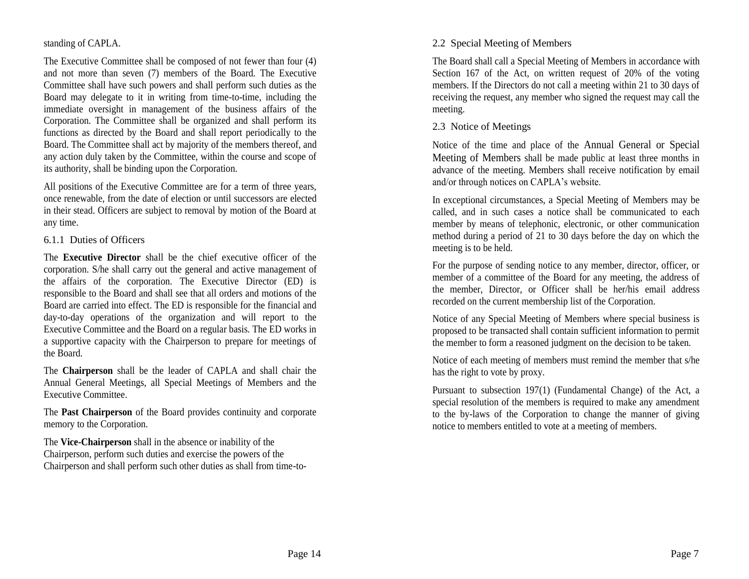standing of CAPLA.

The Executive Committee shall be composed of not fewer than four (4) and not more than seven (7) members of the Board. The Executive Committee shall have such powers and shall perform such duties as the Board may delegate to it in writing from time-to-time, including the immediate oversight in management of the business affairs of the Corporation. The Committee shall be organized and shall perform its functions as directed by the Board and shall report periodically to the Board. The Committee shall act by majority of the members thereof, and any action duly taken by the Committee, within the course and scope of its authority, shall be binding upon the Corporation.

All positions of the Executive Committee are for a term of three years, once renewable, from the date of election or until successors are elected in their stead. Officers are subject to removal by motion of the Board at any time.

### 6.1.1 Duties of Officers

The **Executive Director** shall be the chief executive officer of the corporation. S/he shall carry out the general and active management of the affairs of the corporation. The Executive Director (ED) is responsible to the Board and shall see that all orders and motions of the Board are carried into effect. The ED is responsible for the financial and day-to-day operations of the organization and will report to the Executive Committee and the Board on a regular basis. The ED works in a supportive capacity with the Chairperson to prepare for meetings of the Board.

The **Chairperson** shall be the leader of CAPLA and shall chair the Annual General Meetings, all Special Meetings of Members and the Executive Committee.

The **Past Chairperson** of the Board provides continuity and corporate memory to the Corporation.

The **Vice-Chairperson** shall in the absence or inability of the Chairperson, perform such duties and exercise the powers of the Chairperson and shall perform such other duties as shall from time-to-

### 2.2 Special Meeting of Members

The Board shall call a Special Meeting of Members in accordance with Section 167 of the Act, on written request of 20% of the voting members. If the Directors do not call a meeting within 21 to 30 days of receiving the request, any member who signed the request may call the meeting.

### 2.3 Notice of Meetings

Notice of the time and place of the Annual General or Special Meeting of Members shall be made public at least three months in advance of the meeting. Members shall receive notification by email and/or through notices on CAPLA's website.

In exceptional circumstances, a Special Meeting of Members may be called, and in such cases a notice shall be communicated to each member by means of telephonic, electronic, or other communication method during a period of 21 to 30 days before the day on which the meeting is to be held.

For the purpose of sending notice to any member, director, officer, or member of a committee of the Board for any meeting, the address of the member, Director, or Officer shall be her/his email address recorded on the current membership list of the Corporation.

Notice of any Special Meeting of Members where special business is proposed to be transacted shall contain sufficient information to permit the member to form a reasoned judgment on the decision to be taken.

Notice of each meeting of members must remind the member that s/he has the right to vote by proxy.

Pursuant to subsection 197(1) (Fundamental Change) of the Act, a special resolution of the members is required to make any amendment to the by-laws of the Corporation to change the manner of giving notice to members entitled to vote at a meeting of members.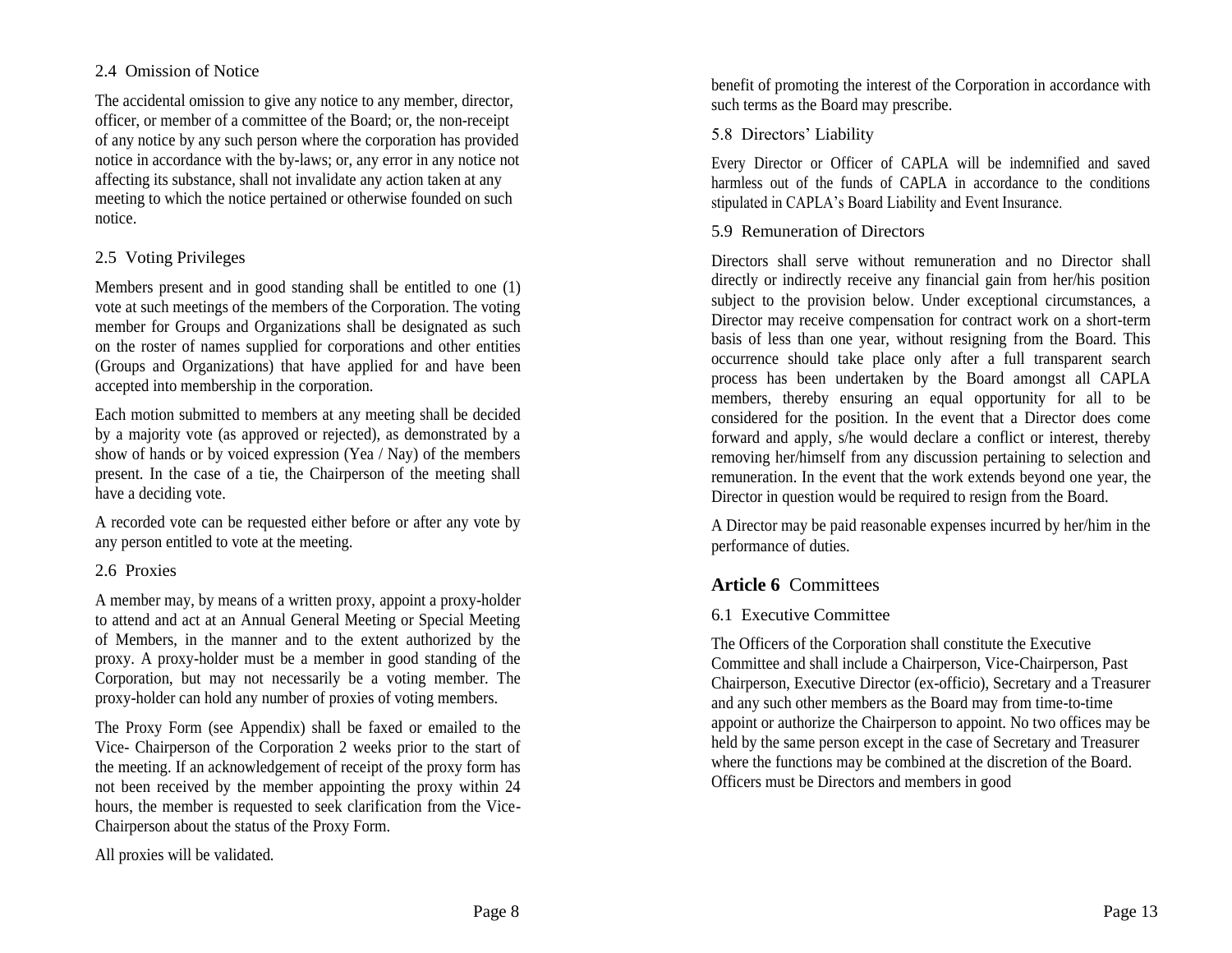### 2.4 Omission of Notice

The accidental omission to give any notice to any member, director, officer, or member of a committee of the Board; or, the non-receipt of any notice by any such person where the corporation has provided notice in accordance with the by-laws; or, any error in any notice not affecting its substance, shall not invalidate any action taken at any meeting to which the notice pertained or otherwise founded on such notice.

### 2.5 Voting Privileges

Members present and in good standing shall be entitled to one (1) vote at such meetings of the members of the Corporation. The voting member for Groups and Organizations shall be designated as such on the roster of names supplied for corporations and other entities (Groups and Organizations) that have applied for and have been accepted into membership in the corporation.

Each motion submitted to members at any meeting shall be decided by a majority vote (as approved or rejected), as demonstrated by a show of hands or by voiced expression (Yea / Nay) of the members present. In the case of a tie, the Chairperson of the meeting shall have a deciding vote.

A recorded vote can be requested either before or after any vote by any person entitled to vote at the meeting.

### 2.6 Proxies

A member may, by means of a written proxy, appoint a proxy-holder to attend and act at an Annual General Meeting or Special Meeting of Members, in the manner and to the extent authorized by the proxy. A proxy-holder must be a member in good standing of the Corporation, but may not necessarily be a voting member. The proxy-holder can hold any number of proxies of voting members.

The Proxy Form (see Appendix) shall be faxed or emailed to the Vice- Chairperson of the Corporation 2 weeks prior to the start of the meeting. If an acknowledgement of receipt of the proxy form has not been received by the member appointing the proxy within 24 hours, the member is requested to seek clarification from the Vice-Chairperson about the status of the Proxy Form.

All proxies will be validated.

benefit of promoting the interest of the Corporation in accordance with such terms as the Board may prescribe.

### 5.8 Directors' Liability

Every Director or Officer of CAPLA will be indemnified and saved harmless out of the funds of CAPLA in accordance to the conditions stipulated in CAPLA's Board Liability and Event Insurance.

### 5.9 Remuneration of Directors

Directors shall serve without remuneration and no Director shall directly or indirectly receive any financial gain from her/his position subject to the provision below. Under exceptional circumstances, a Director may receive compensation for contract work on a short-term basis of less than one year, without resigning from the Board. This occurrence should take place only after a full transparent search process has been undertaken by the Board amongst all CAPLA members, thereby ensuring an equal opportunity for all to be considered for the position. In the event that a Director does come forward and apply, s/he would declare a conflict or interest, thereby removing her/himself from any discussion pertaining to selection and remuneration. In the event that the work extends beyond one year, the Director in question would be required to resign from the Board.

A Director may be paid reasonable expenses incurred by her/him in the performance of duties.

## **Article 6** Committees

### 6.1 Executive Committee

The Officers of the Corporation shall constitute the Executive Committee and shall include a Chairperson, Vice-Chairperson, Past Chairperson, Executive Director (ex-officio), Secretary and a Treasurer and any such other members as the Board may from time-to-time appoint or authorize the Chairperson to appoint. No two offices may be held by the same person except in the case of Secretary and Treasurer where the functions may be combined at the discretion of the Board. Officers must be Directors and members in good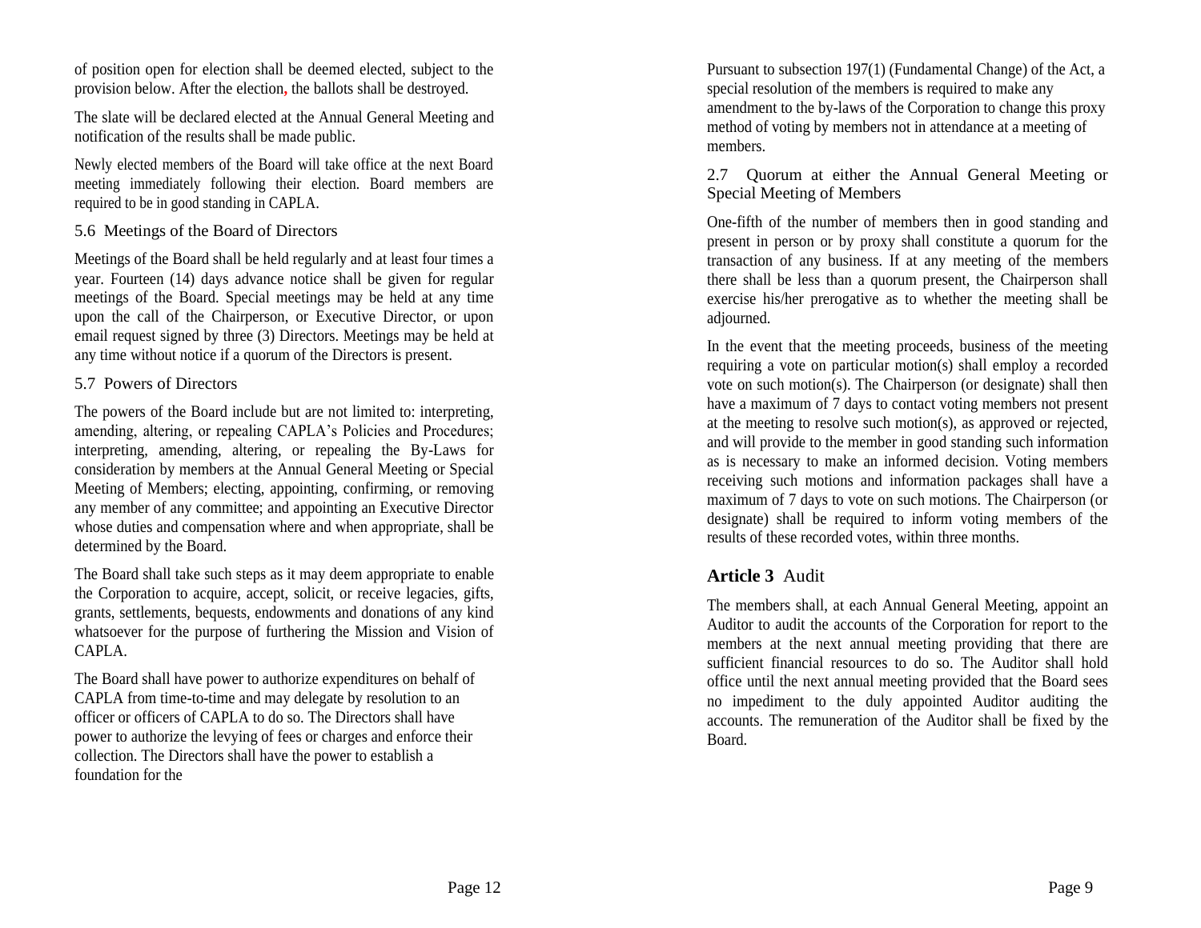of position open for election shall be deemed elected, subject to the provision below. After the election, the ballots shall be destroyed.

The slate will be declared elected at the Annual General Meeting and notification of the results shall be made public.

Newly elected members of the Board will take office at the next Board meeting immediately following their election. Board members are required to be in good standing in CAPLA.

### 5.6 Meetings of the Board of Directors

Meetings of the Board shall be held regularly and at least four times a year. Fourteen (14) days advance notice shall be given for regular meetings of the Board. Special meetings may be held at any time upon the call of the Chairperson, or Executive Director, or upon email request signed by three (3) Directors. Meetings may be held at any time without notice if a quorum of the Directors is present.

### 5.7 Powers of Directors

The powers of the Board include but are not limited to: interpreting, amending, altering, or repealing CAPLA's Policies and Procedures; interpreting, amending, altering, or repealing the By-Laws for consideration by members at the Annual General Meeting or Special Meeting of Members; electing, appointing, confirming, or removing any member of any committee; and appointing an Executive Director whose duties and compensation where and when appropriate, shall be determined by the Board.

The Board shall take such steps as it may deem appropriate to enable the Corporation to acquire, accept, solicit, or receive legacies, gifts, grants, settlements, bequests, endowments and donations of any kind whatsoever for the purpose of furthering the Mission and Vision of CAPLA.

The Board shall have power to authorize expenditures on behalf of CAPLA from time-to-time and may delegate by resolution to an officer or officers of CAPLA to do so. The Directors shall have power to authorize the levying of fees or charges and enforce their collection. The Directors shall have the power to establish a foundation for the

Pursuant to subsection 197(1) (Fundamental Change) of the Act, a special resolution of the members is required to make any amendment to the by-laws of the Corporation to change this proxy method of voting by members not in attendance at a meeting of members.

### 2.7 Quorum at either the Annual General Meeting or Special Meeting of Members

One-fifth of the number of members then in good standing and present in person or by proxy shall constitute a quorum for the transaction of any business. If at any meeting of the members there shall be less than a quorum present, the Chairperson shall exercise his/her prerogative as to whether the meeting shall be adjourned.

In the event that the meeting proceeds, business of the meeting requiring a vote on particular motion(s) shall employ a recorded vote on such motion(s). The Chairperson (or designate) shall then have a maximum of 7 days to contact voting members not present at the meeting to resolve such motion(s), as approved or rejected, and will provide to the member in good standing such information as is necessary to make an informed decision. Voting members receiving such motions and information packages shall have a maximum of 7 days to vote on such motions. The Chairperson (or designate) shall be required to inform voting members of the results of these recorded votes, within three months.

## **Article 3** Audit

The members shall, at each Annual General Meeting, appoint an Auditor to audit the accounts of the Corporation for report to the members at the next annual meeting providing that there are sufficient financial resources to do so. The Auditor shall hold office until the next annual meeting provided that the Board sees no impediment to the duly appointed Auditor auditing the accounts. The remuneration of the Auditor shall be fixed by the Board.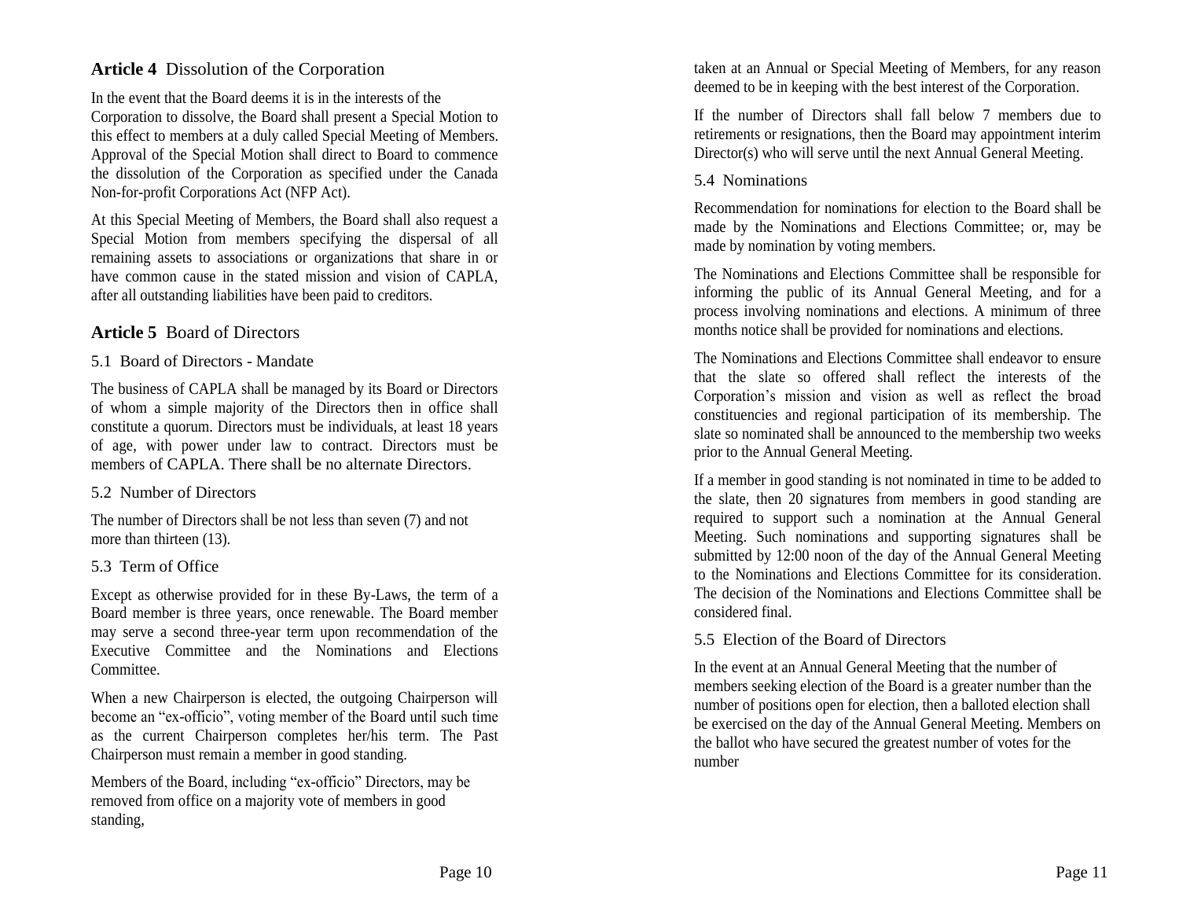## Article 4 Dissolution of the Corporation

In the event that the Board deems it is in the interests of the Corporation to dissolve, the Board shall present a Special Motion to this effect to members at a duly called Special Meeting of Members. Approval of the Special Motion shall direct to Board to commence the dissolution of the Corporation as specified under the Canada Non-for-profit Corporations Act (NFP Act).

At this Special Meeting of Members, the Board shall also request a Special Motion from members specifying the dispersal of all remaining assets to associations or organizations that share in or have common cause in the stated mission and vision of CAPLA, after all outstanding liabilities have been paid to creditors.

## Article 5 Board of Directors

### 5.1 Board of Directors - Mandate

The business of CAPLA shall be managed by its Board or Directors of whom a simple majority of the Directors then in office shall constitute a quorum. Directors must be individuals, at least 18 years of age, with power under law to contract. Directors must be members of CAPLA. There shall no alternate Directors.

### 5.2 Number of Directors

The number of Directors shall be not less than seven (7) and not more than thirteen (13).

### 5.3 Term of Office

Except as otherwise provided for in these By-Laws, the term of a Board member is three years, once renewable. The Board member may serve a second three-year term upon recommendation of the Executive Committee and the Nominations and Elections Committee.

When a new Chairperson is elected, the outgoing Chairperson will become an "ex-officio", voting member of the Board until such time as the current Chairperson completes her/his term. The Past Chairperson must remain a member in good standing.

Members of the Board, including "ex-officio" Directors, may be removed from office on a majority vote of members in good standing, taken at an Annual or Special Meeting of Members, for any reason deemed to be in keeping with the best interest of the Corporation.

If the number of Directors shall fall below 7 members due to retirements or resignations, then the Board may appointment interim Director(s) who will serve until the next Annual General Meeting.

### 5.4 Nominations

Recommendation for nominations for election to the Board shall be made by the Nominations and Elections Committee; or, may be made by nomination by voting members.

The Nominations and Elections Committee shall be responsible for informing the public of its Annual General Meeting, and for a process involving nominations and elections. A minimum of three months notice shall be provided for nominations and elections.

The Nominations and Elections Committee shall endeavor to ensure that the slate so offered shall reflect the interests of the Corporation's mission and vision as well as reflect the broad constituencies and regional participation of its membership. The slate so nominated shall be announced to the membership two weeks prior to the Annual General Meeting.

If a member in good standing is not nominated in time to be added to the slate, then 20 signatures from members in good standing are required to support such a nomination at the Annual General Meeting. Such nominations and supporting signatures shall be submitted by 12:00 noon of the day of the Annual General Meeting to the Nominations and Elections Committee for its consideration. The decision of the Nominations and Elections Committee shall be considered final.

### 5.5 Election of the Board of Directors

In the event at an Annual General Meeting that the number of members seeking election of the Board is a greater number than the number of positions open for election, then a balloted election shall be exercised on the day of the Annual General Meeting. Members on the ballot who have secured the greatest number of votes for the number